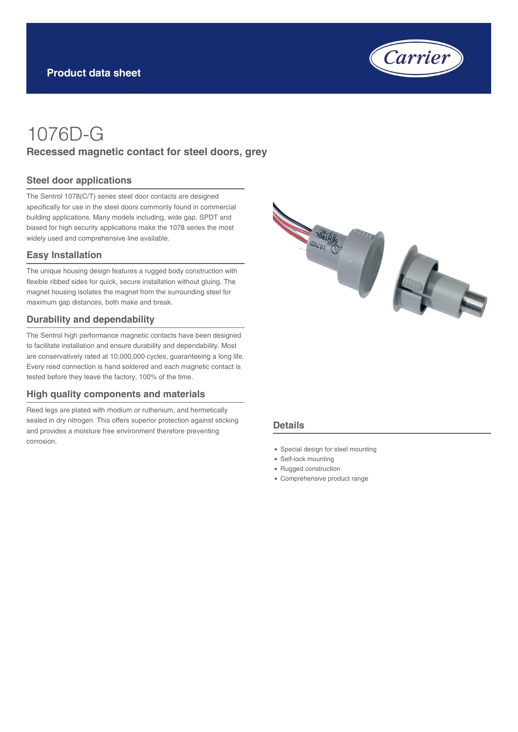Product data sheet

# 1076D-G

## Recessed magnetic contact for steel doors, grey

### Steel door applications

The Sentrol 1078(C/T) series steel door contacts are designed specifically for use in the steel doors commonly found in commercial building applications. Many models including, wide gap, SPDT and biased for high security applications make the 1078 series the most widely used and comprehensive line available.

### Easy Installation

The unique housing design features a rugged body construction with flexible ribbed sides for quick, secure installation without gluing. The magnet housing isolates the magnet from the surrounding steel for maximum gap distances, both make and break.

### Durability and dependability

The Sentrol high performance magnetic contacts have been designed to facilitate installation and ensure durability and dependability. Most are conservatively rated at 10,000,000 cycles, guaranteeing a long life. Every reed connection is hand soldered and each magnetic contact is tested before they leave the factory, 100% of the time.

### High quality components and materials

Reed legs are plated with rhodium or ruthenium, and hermetically sealed in dry nitrogen. This offers superior protection against sticking and provides a moisture free environment therefore preventing corrosion.

### Details

- Special design for steel mounting
- Self-lock mounting
- Rugged construction
- Comprehensive product range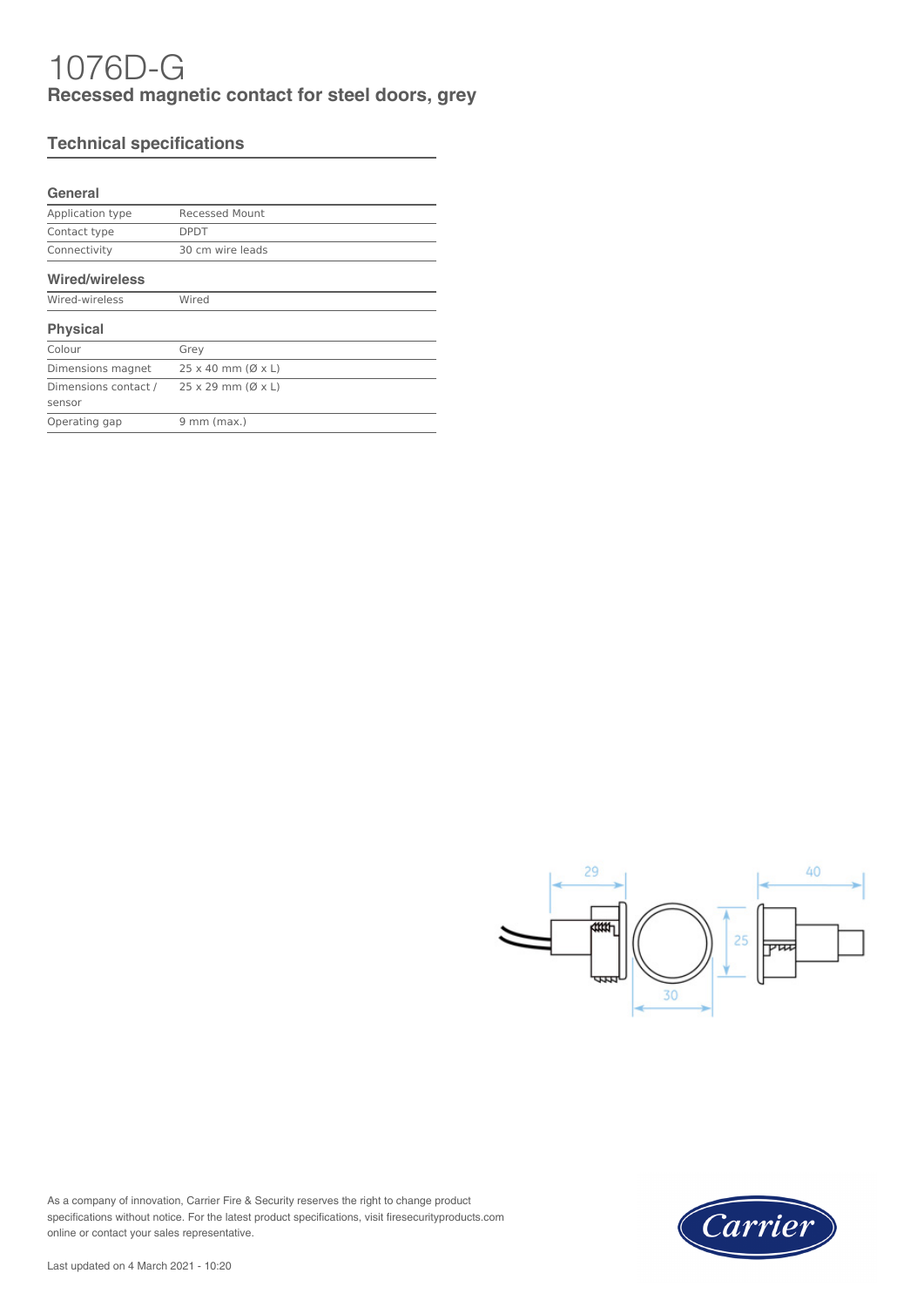# 1076D-G

**Recessed magnetic contact for steel doors, grey**

## Technical specifications

### General

| | |
|---|---|
| Application type | Recessed Mount |
| Contact type | DPDT |
| Connectivity | 30 cm wire leads |

### Wired/wireless

| | |
|---|---|
| Wired-wireless | Wired |

### Physical

| | |
|---|---|
| Colour | Grey |
| Dimensions magnet | 25 x 40 mm (Ø x L) |
| Dimensions contact / sensor | 25 x 29 mm (Ø x L) |
| Operating gap | 9 mm (max.) |

29
40
25
30

As a company of innovation, Carrier Fire & Security reserves the right to change product specifications without notice. For the latest product specifications, visit firesecurityproducts.com online or contact your sales representative.

Last updated on 4 March 2021 - 10:20